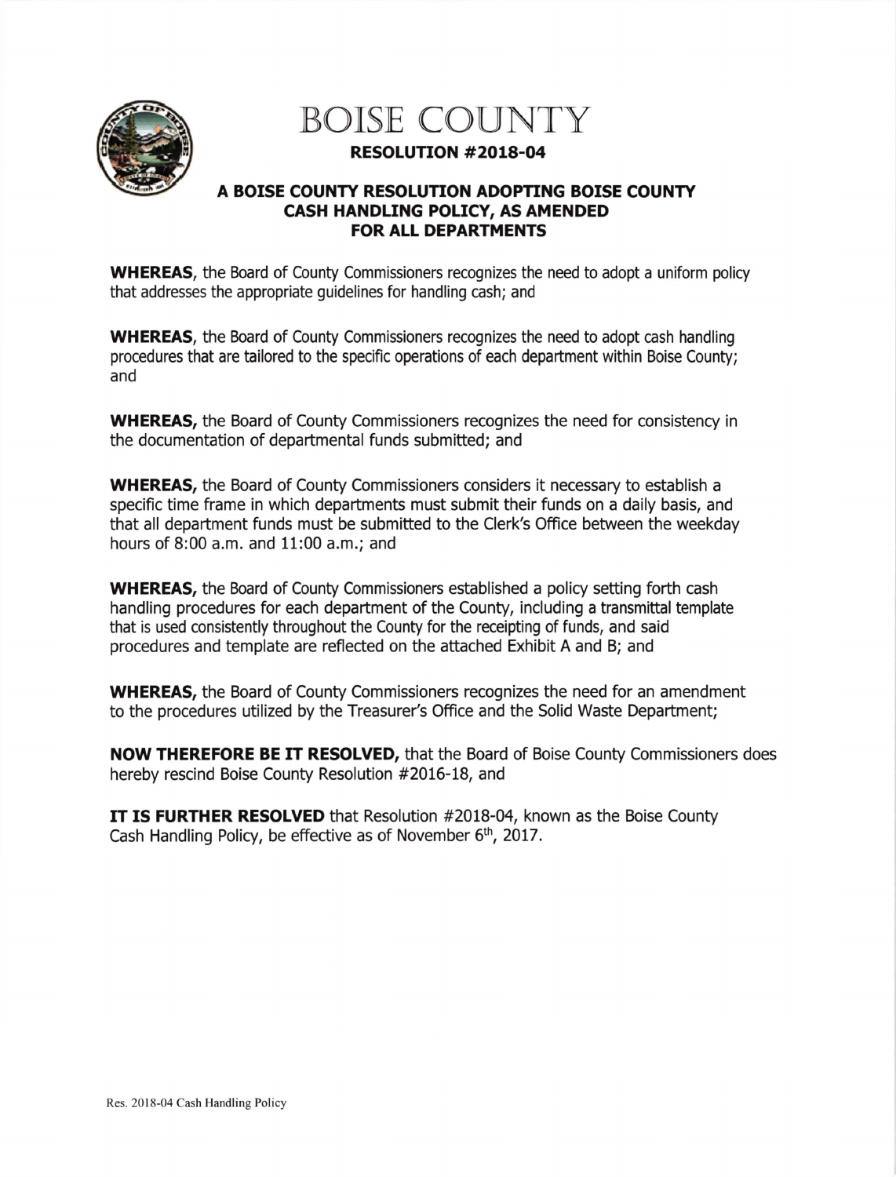# BOISE COUNTY

## RESOLUTION #2018-04

### A BOISE COUNTY RESOLUTION ADOPTING BOISE COUNTY CASH HANDLING POLICY, AS AMENDED FOR ALL DEPARTMENTS

**WHEREAS**, the Board of County Commissioners recognizes the need to adopt a uniform policy that addresses the appropriate guidelines for handling cash; and

**WHEREAS**, the Board of County Commissioners recognizes the need to adopt cash handling procedures that are tailored to the specific operations of each department within Boise County; and

**WHEREAS,** the Board of County Commissioners recognizes the need for consistency in the documentation of departmental funds submitted; and

**WHEREAS,** the Board of County Commissioners considers it necessary to establish a specific time frame in which departments must submit their funds on a daily basis, and that all department funds must be submitted to the Clerk's Office between the weekday hours of 8:00 a.m. and 11:00 a.m.; and

**WHEREAS,** the Board of County Commissioners established a policy setting forth cash handling procedures for each department of the County, including a transmittal template that is used consistently throughout the County for the receipting of funds, and said procedures and template are reflected on the attached Exhibit A and B; and

**WHEREAS,** the Board of County Commissioners recognizes the need for an amendment to the procedures utilized by the Treasurer's Office and the Solid Waste Department;

**NOW THEREFORE BE IT RESOLVED,** that the Board of Boise County Commissioners does hereby rescind Boise County Resolution #2016-18, and

**IT IS FURTHER RESOLVED** that Resolution #2018-04, known as the Boise County Cash Handling Policy, be effective as of November 6th, 2017.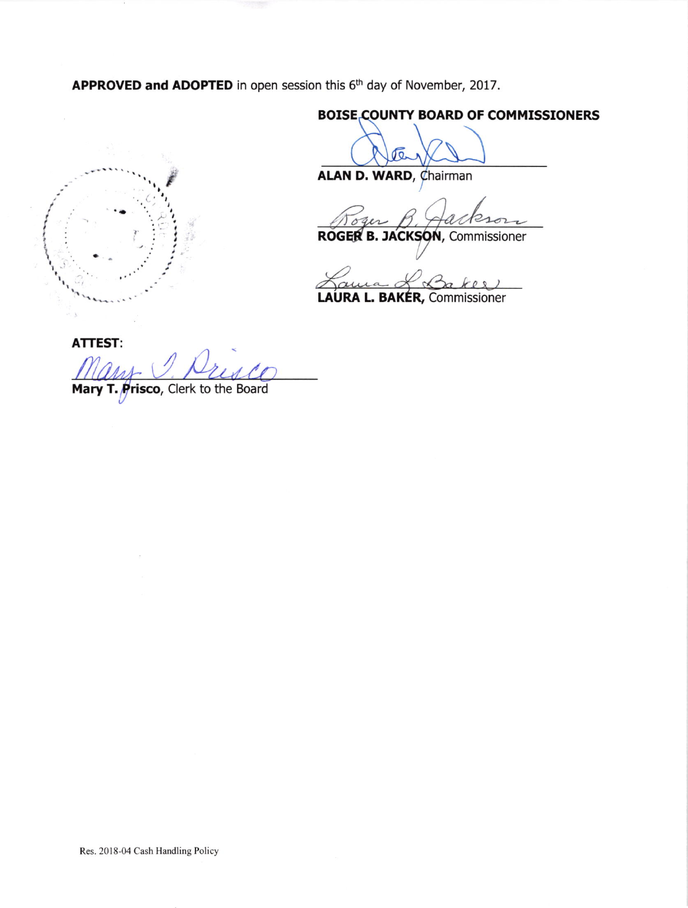**APPROVED and ADOPTED** in open session this 6th day of November, 2017.

**BOISE COUNTY BOARD OF COMMISSIONERS**

**ALAN D. WARD**, Chairman

**ROGER B. JACKSON**, Commissioner

**LAURA L. BAKER,** Commissioner

**ATTEST**:

**Mary T. Prisco**, Clerk to the Board

Res. 2018-04 Cash Handling Policy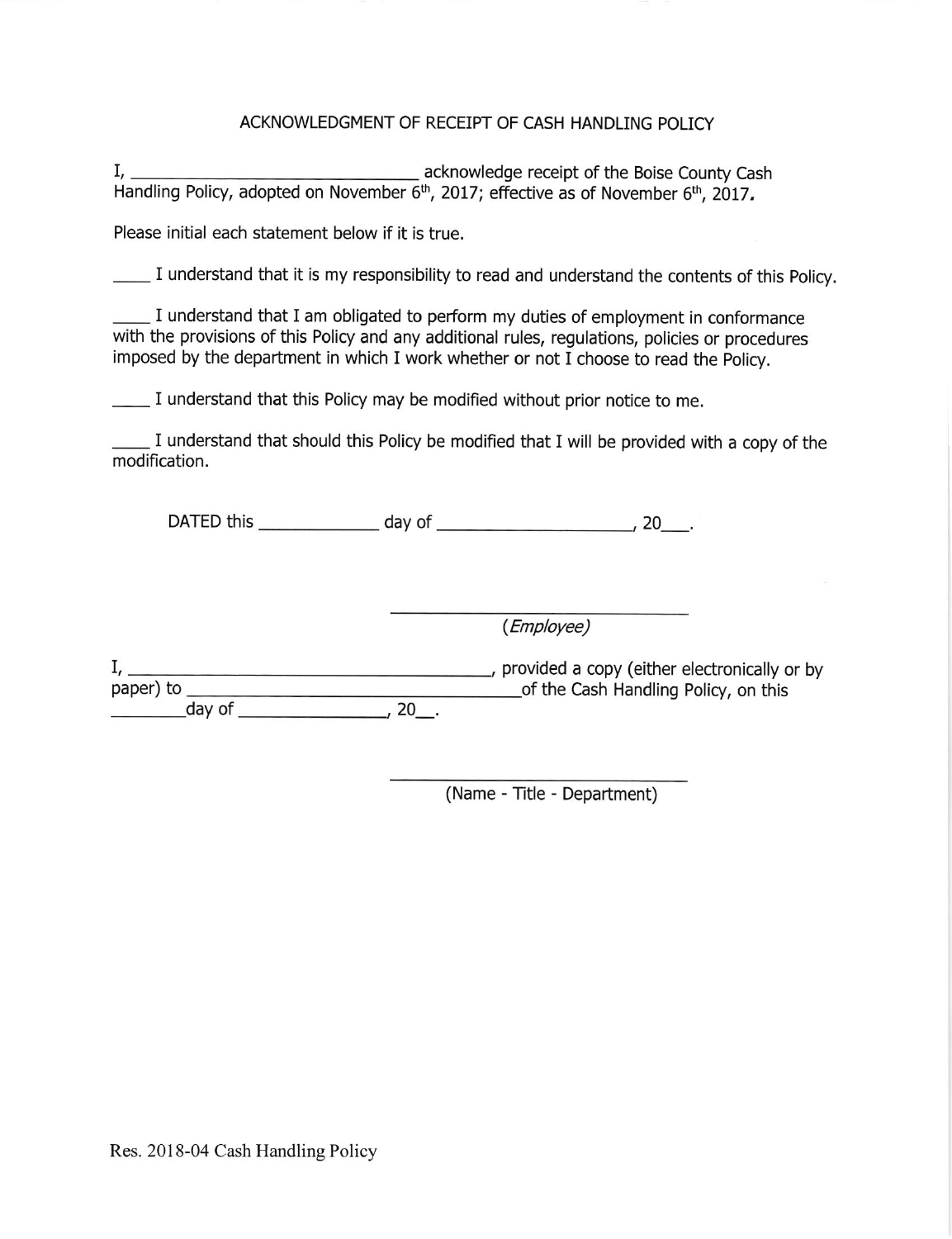## ACKNOWLEDGMENT OF RECEIPT OF CASH HANDLING POLICY

I, ________________________________ acknowledge receipt of the Boise County Cash Handling Policy, adopted on November 6th, 2017; effective as of November 6th, 2017.

Please initial each statement below if it is true.

____ I understand that it is my responsibility to read and understand the contents of this Policy.

____ I understand that I am obligated to perform my duties of employment in conformance with the provisions of this Policy and any additional rules, regulations, policies or procedures imposed by the department in which I work whether or not I choose to read the Policy.

____ I understand that this Policy may be modified without prior notice to me.

____ I understand that should this Policy be modified that I will be provided with a copy of the modification.

DATED this ____________ day of ____________________, 20___.

______________________________

*(Employee)*

I, ________________________________________, provided a copy (either electronically or by paper) to ____________________________________ of the Cash Handling Policy, on this ________day of ________________, 20__.

______________________________

(Name - Title - Department)

Res. 2018-04 Cash Handling Policy